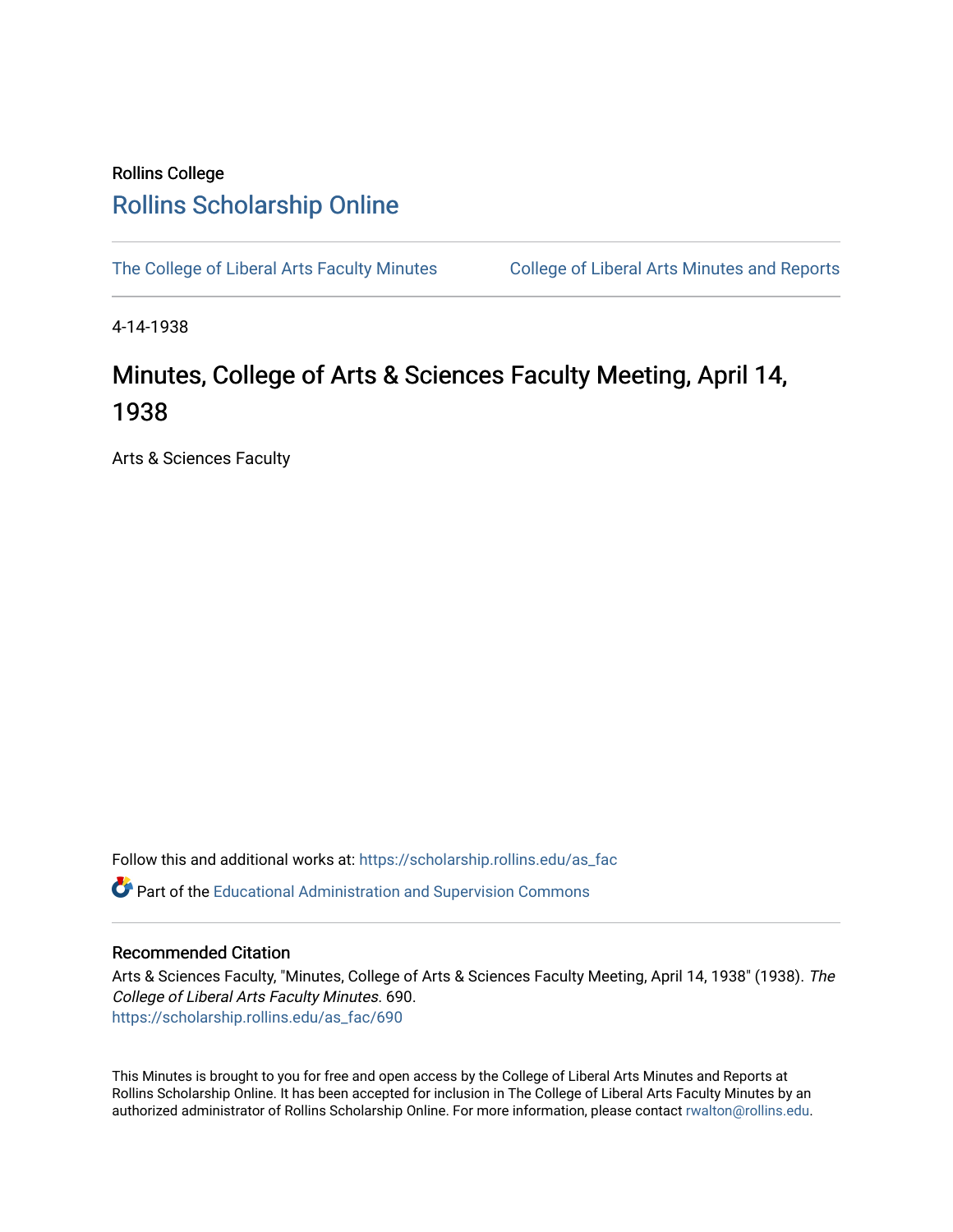Rollins College

# Rollins Scholarship Online

The College of Liberal Arts Faculty Minutes

College of Liberal Arts Minutes and Reports

4-14-1938

# Minutes, College of Arts & Sciences Faculty Meeting, April 14, 1938

Arts & Sciences Faculty

Follow this and additional works at: https://scholarship.rollins.edu/as_fac

Part of the Educational Administration and Supervision Commons

## Recommended Citation

Arts & Sciences Faculty, "Minutes, College of Arts & Sciences Faculty Meeting, April 14, 1938" (1938). *The College of Liberal Arts Faculty Minutes*. 690.
https://scholarship.rollins.edu/as_fac/690

This Minutes is brought to you for free and open access by the College of Liberal Arts Minutes and Reports at Rollins Scholarship Online. It has been accepted for inclusion in The College of Liberal Arts Faculty Minutes by an authorized administrator of Rollins Scholarship Online. For more information, please contact rwalton@rollins.edu.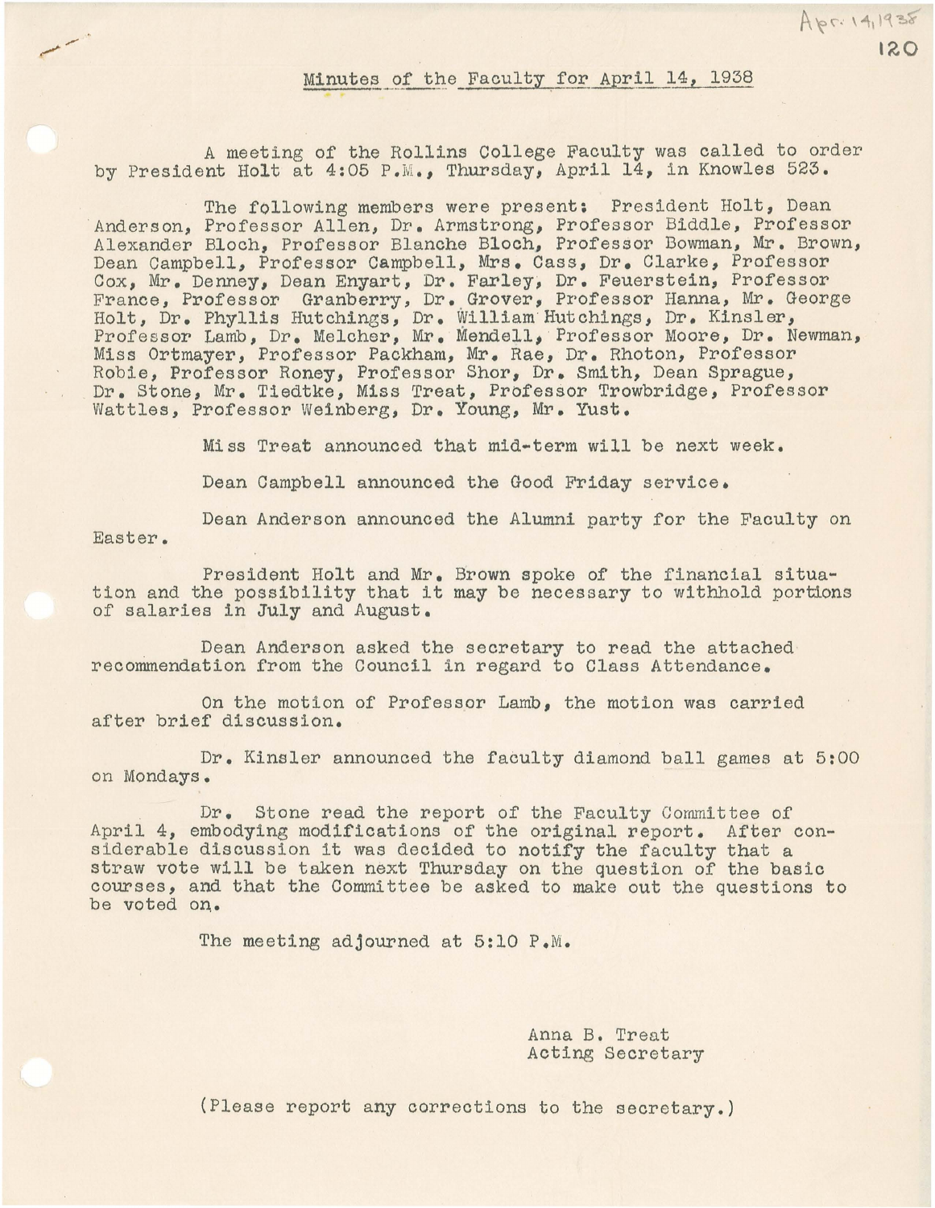## Minutes of the Faculty for April 14, 1938

A meeting of the Rollins College Faculty was called to order by President Holt at 4:05 P.M., Thursday, April 14, in Knowles 523.

The following members were present: President Holt, Dean Anderson, Professor Allen, Dr. Armstrong, Professor Biddle, Professor Alexander Bloch, Professor Blanche Bloch, Professor Bowman, Mr. Brown, Dean Campbell, Professor Campbell, Mrs. Cass, Dr. Clarke, Professor Cox, Mr. Denney, Dean Enyart, Dr. Farley, Dr. Feuerstein, Professor France, Professor Granberry, Dr. Grover, Professor Hanna, Mr. George Holt, Dr. Phyllis Hutchings, Dr. William Hutchings, Dr. Kinsler, Professor Lamb, Dr. Melcher, Mr. Mendell, Professor Moore, Dr. Newman, Miss Ortmayer, Professor Packham, Mr. Rae, Dr. Rhoton, Professor Robie, Professor Roney, Professor Shor, Dr. Smith, Dean Sprague, Dr. Stone, Mr. Tiedtke, Miss Treat, Professor Trowbridge, Professor Wattles, Professor Weinberg, Dr. Young, Mr. Yust.

Miss Treat announced that mid-term will be next week.

Dean Campbell announced the Good Friday service.

Dean Anderson announced the Alumni party for the Faculty on Easter.

President Holt and Mr. Brown spoke of the financial situation and the possibility that it may be necessary to withhold portions of salaries in July and August.

Dean Anderson asked the secretary to read the attached recommendation from the Council in regard to Class Attendance.

On the motion of Professor Lamb, the motion was carried after brief discussion.

Dr. Kinsler announced the faculty diamond ball games at 5:00 on Mondays.

Dr. Stone read the report of the Faculty Committee of April 4, embodying modifications of the original report. After considerable discussion it was decided to notify the faculty that a straw vote will be taken next Thursday on the question of the basic courses, and that the Committee be asked to make out the questions to be voted on.

The meeting adjourned at 5:10 P.M.

Anna B. Treat
Acting Secretary

(Please report any corrections to the secretary.)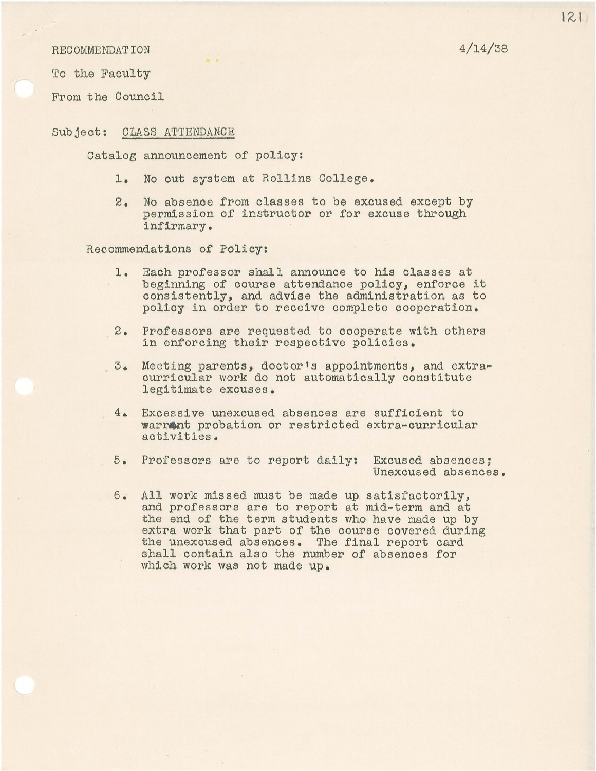RECOMMENDATION 4/14/38

To the Faculty

From the Council

Subject: CLASS ATTENDANCE

Catalog announcement of policy:

1. No cut system at Rollins College.
2. No absence from classes to be excused except by permission of instructor or for excuse through infirmary.

Recommendations of Policy:

1. Each professor shall announce to his classes at beginning of course attendance policy, enforce it consistently, and advise the administration as to policy in order to receive complete cooperation.
2. Professors are requested to cooperate with others in enforcing their respective policies.
3. Meeting parents, doctor's appointments, and extra-curricular work do not automatically constitute legitimate excuses.
4. Excessive unexcused absences are sufficient to warrant probation or restricted extra-curricular activities.
5. Professors are to report daily: Excused absences; Unexcused absences.
6. All work missed must be made up satisfactorily, and professors are to report at mid-term and at the end of the term students who have made up by extra work that part of the course covered during the unexcused absences. The final report card shall contain also the number of absences for which work was not made up.